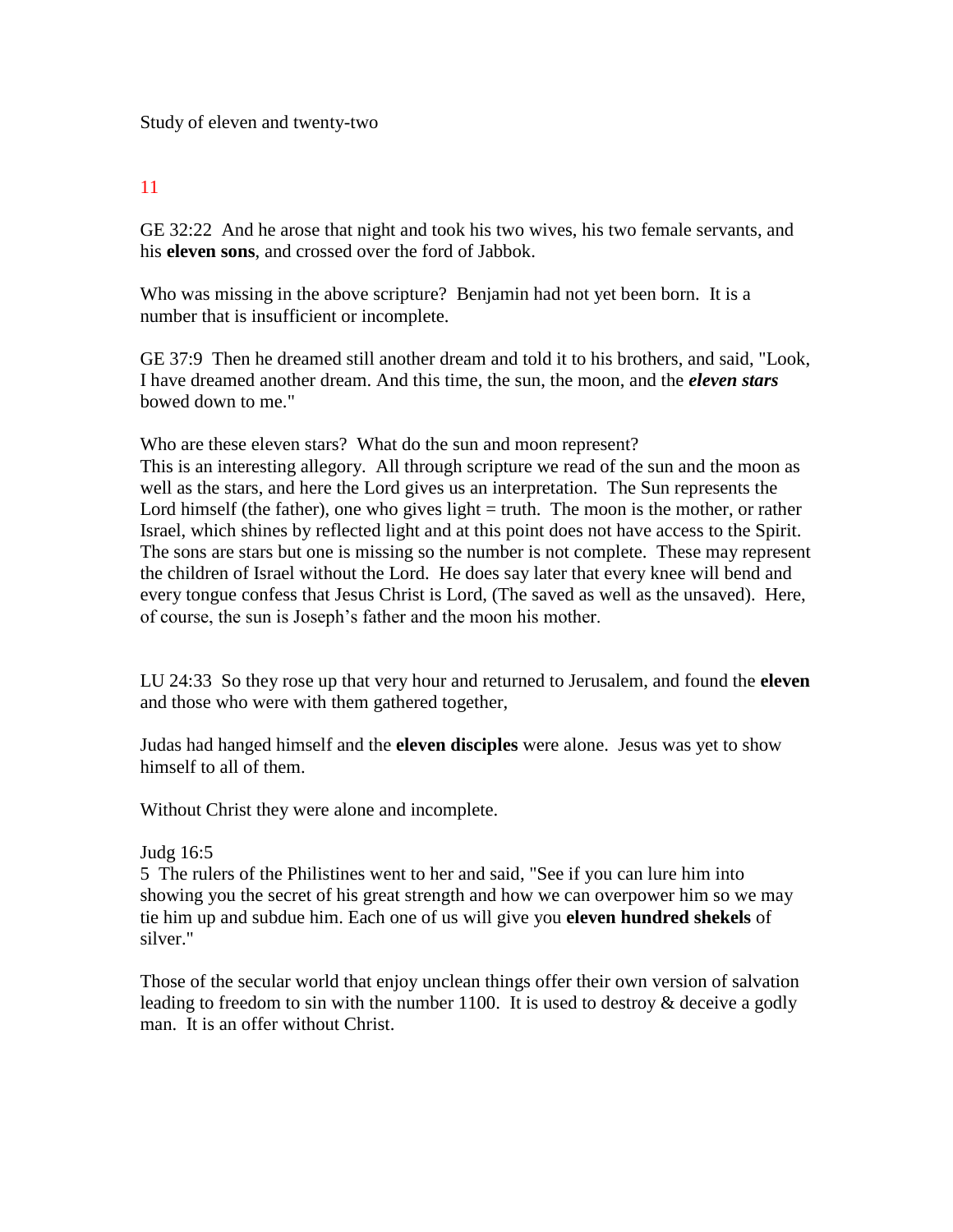Study of eleven and twenty-two

## 11

GE 32:22 And he arose that night and took his two wives, his two female servants, and his **eleven sons**, and crossed over the ford of Jabbok.

Who was missing in the above scripture? Benjamin had not yet been born. It is a number that is insufficient or incomplete.

GE 37:9 Then he dreamed still another dream and told it to his brothers, and said, "Look, I have dreamed another dream. And this time, the sun, the moon, and the ***eleven stars*** bowed down to me."

Who are these eleven stars? What do the sun and moon represent?
This is an interesting allegory. All through scripture we read of the sun and the moon as well as the stars, and here the Lord gives us an interpretation. The Sun represents the Lord himself (the father), one who gives light = truth. The moon is the mother, or rather Israel, which shines by reflected light and at this point does not have access to the Spirit. The sons are stars but one is missing so the number is not complete. These may represent the children of Israel without the Lord. He does say later that every knee will bend and every tongue confess that Jesus Christ is Lord, (The saved as well as the unsaved). Here, of course, the sun is Joseph's father and the moon his mother.

LU 24:33 So they rose up that very hour and returned to Jerusalem, and found the **eleven** and those who were with them gathered together,

Judas had hanged himself and the **eleven disciples** were alone. Jesus was yet to show himself to all of them.

Without Christ they were alone and incomplete.

Judg 16:5
5 The rulers of the Philistines went to her and said, "See if you can lure him into showing you the secret of his great strength and how we can overpower him so we may tie him up and subdue him. Each one of us will give you **eleven hundred shekels** of silver."

Those of the secular world that enjoy unclean things offer their own version of salvation leading to freedom to sin with the number 1100. It is used to destroy & deceive a godly man. It is an offer without Christ.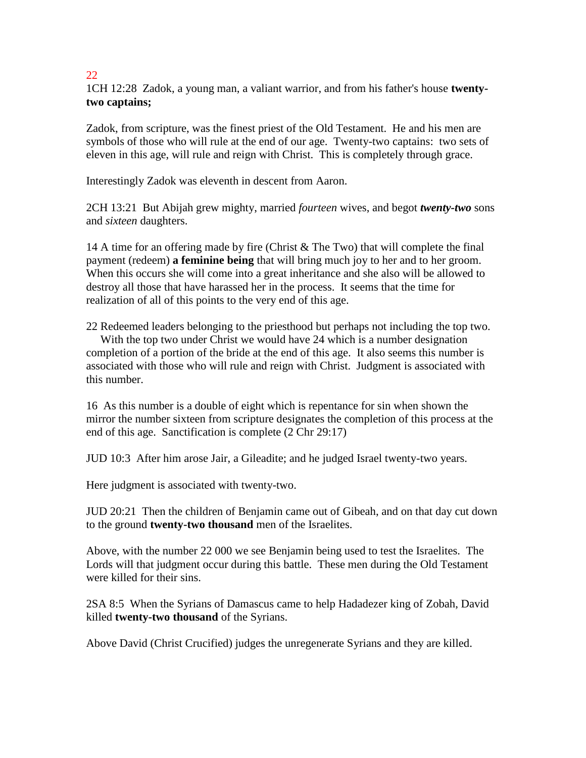22

1CH 12:28 Zadok, a young man, a valiant warrior, and from his father's house **twenty-two captains;**

Zadok, from scripture, was the finest priest of the Old Testament. He and his men are symbols of those who will rule at the end of our age. Twenty-two captains: two sets of eleven in this age, will rule and reign with Christ. This is completely through grace.

Interestingly Zadok was eleventh in descent from Aaron.

2CH 13:21 But Abijah grew mighty, married *fourteen* wives, and begot ***twenty-two*** sons and *sixteen* daughters.

14 A time for an offering made by fire (Christ & The Two) that will complete the final payment (redeem) **a feminine being** that will bring much joy to her and to her groom. When this occurs she will come into a great inheritance and she also will be allowed to destroy all those that have harassed her in the process. It seems that the time for realization of all of this points to the very end of this age.

22 Redeemed leaders belonging to the priesthood but perhaps not including the top two. With the top two under Christ we would have 24 which is a number designation completion of a portion of the bride at the end of this age. It also seems this number is associated with those who will rule and reign with Christ. Judgment is associated with this number.

16 As this number is a double of eight which is repentance for sin when shown the mirror the number sixteen from scripture designates the completion of this process at the end of this age. Sanctification is complete (2 Chr 29:17)

JUD 10:3 After him arose Jair, a Gileadite; and he judged Israel twenty-two years.

Here judgment is associated with twenty-two.

JUD 20:21 Then the children of Benjamin came out of Gibeah, and on that day cut down to the ground **twenty-two thousand** men of the Israelites.

Above, with the number 22 000 we see Benjamin being used to test the Israelites. The Lords will that judgment occur during this battle. These men during the Old Testament were killed for their sins.

2SA 8:5 When the Syrians of Damascus came to help Hadadezer king of Zobah, David killed **twenty-two thousand** of the Syrians.

Above David (Christ Crucified) judges the unregenerate Syrians and they are killed.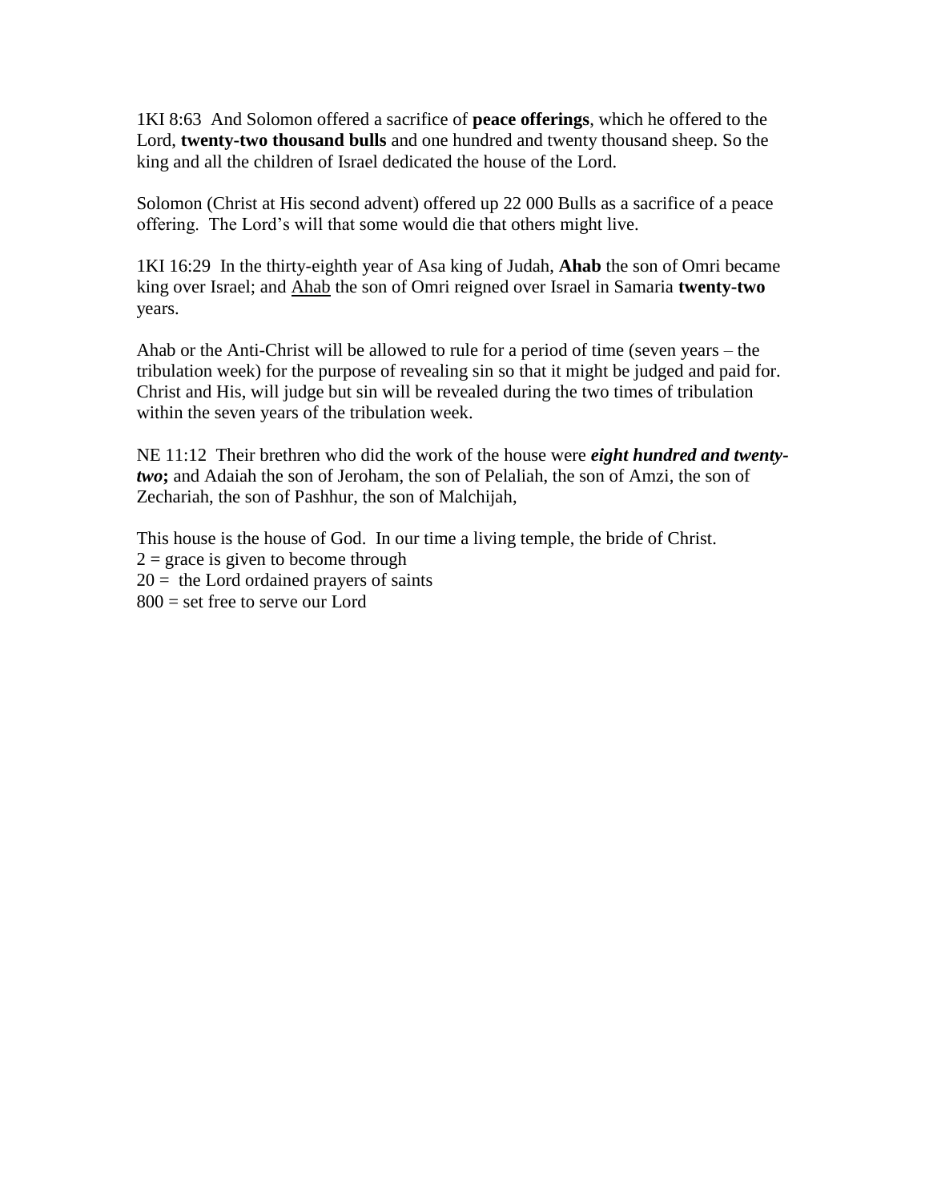1KI 8:63  And Solomon offered a sacrifice of **peace offerings**, which he offered to the Lord, **twenty-two thousand bulls** and one hundred and twenty thousand sheep. So the king and all the children of Israel dedicated the house of the Lord.

Solomon (Christ at His second advent) offered up 22 000 Bulls as a sacrifice of a peace offering.  The Lord's will that some would die that others might live.

1KI 16:29  In the thirty-eighth year of Asa king of Judah, **Ahab** the son of Omri became king over Israel; and <u>Ahab</u> the son of Omri reigned over Israel in Samaria **twenty-two** years.

Ahab or the Anti-Christ will be allowed to rule for a period of time (seven years – the tribulation week) for the purpose of revealing sin so that it might be judged and paid for. Christ and His, will judge but sin will be revealed during the two times of tribulation within the seven years of the tribulation week.

NE 11:12  Their brethren who did the work of the house were ***eight hundred and twenty-two*;** and Adaiah the son of Jeroham, the son of Pelaliah, the son of Amzi, the son of Zechariah, the son of Pashhur, the son of Malchijah,

This house is the house of God.  In our time a living temple, the bride of Christ.
2 = grace is given to become through
20 =  the Lord ordained prayers of saints
800 = set free to serve our Lord